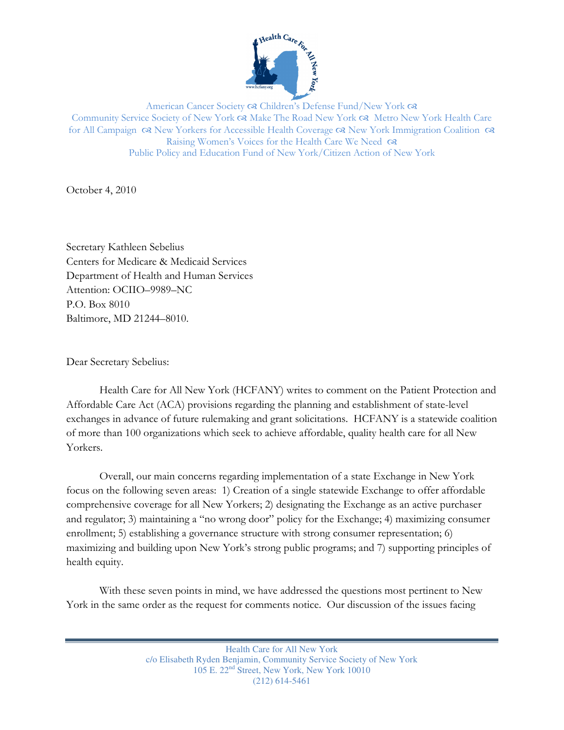American Cancer Society ☙ Children's Defense Fund/New York ☙ Community Service Society of New York ☙ Make The Road New York ☙ Metro New York Health Care for All Campaign ☙ New Yorkers for Accessible Health Coverage ☙ New York Immigration Coalition ☙ Raising Women's Voices for the Health Care We Need ☙ Public Policy and Education Fund of New York/Citizen Action of New York

October 4, 2010

Secretary Kathleen Sebelius
Centers for Medicare & Medicaid Services
Department of Health and Human Services
Attention: OCIIO–9989–NC
P.O. Box 8010
Baltimore, MD 21244–8010.

Dear Secretary Sebelius:

Health Care for All New York (HCFANY) writes to comment on the Patient Protection and Affordable Care Act (ACA) provisions regarding the planning and establishment of state-level exchanges in advance of future rulemaking and grant solicitations. HCFANY is a statewide coalition of more than 100 organizations which seek to achieve affordable, quality health care for all New Yorkers.

Overall, our main concerns regarding implementation of a state Exchange in New York focus on the following seven areas: 1) Creation of a single statewide Exchange to offer affordable comprehensive coverage for all New Yorkers; 2) designating the Exchange as an active purchaser and regulator; 3) maintaining a "no wrong door" policy for the Exchange; 4) maximizing consumer enrollment; 5) establishing a governance structure with strong consumer representation; 6) maximizing and building upon New York's strong public programs; and 7) supporting principles of health equity.

With these seven points in mind, we have addressed the questions most pertinent to New York in the same order as the request for comments notice. Our discussion of the issues facing

Health Care for All New York
c/o Elisabeth Ryden Benjamin, Community Service Society of New York
105 E. 22nd Street, New York, New York 10010
(212) 614-5461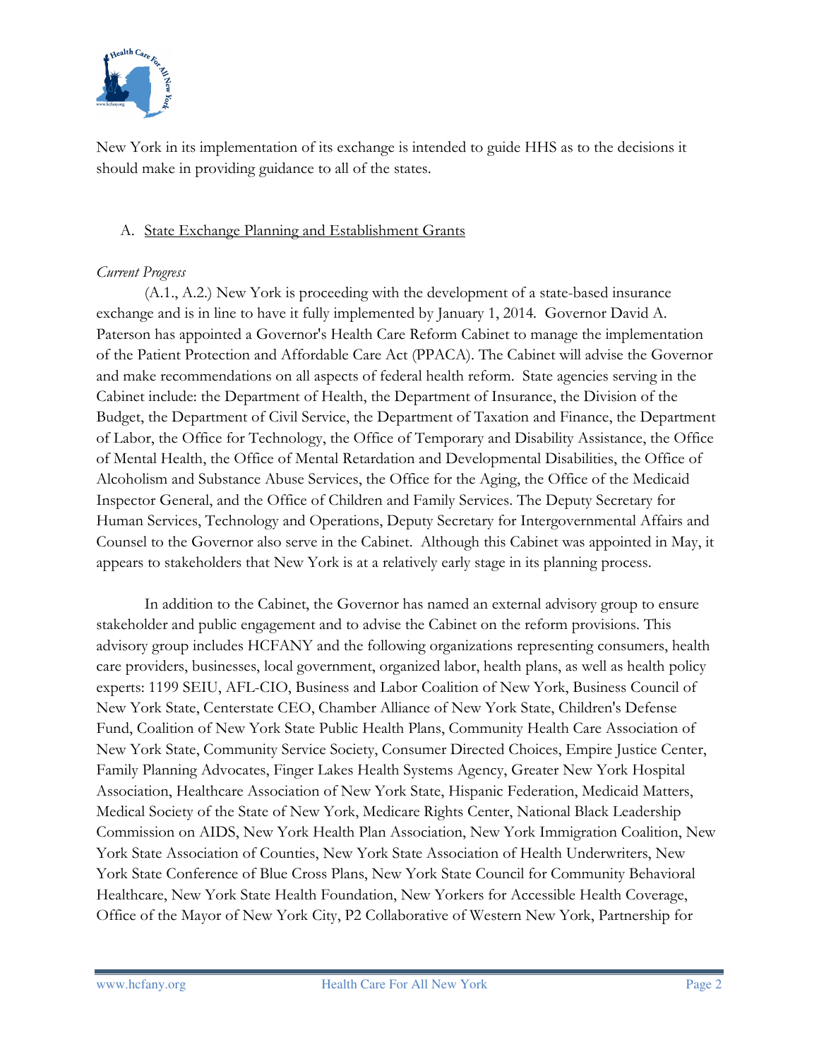New York in its implementation of its exchange is intended to guide HHS as to the decisions it should make in providing guidance to all of the states.

A. State Exchange Planning and Establishment Grants

*Current Progress*

(A.1., A.2.) New York is proceeding with the development of a state-based insurance exchange and is in line to have it fully implemented by January 1, 2014. Governor David A. Paterson has appointed a Governor's Health Care Reform Cabinet to manage the implementation of the Patient Protection and Affordable Care Act (PPACA). The Cabinet will advise the Governor and make recommendations on all aspects of federal health reform. State agencies serving in the Cabinet include: the Department of Health, the Department of Insurance, the Division of the Budget, the Department of Civil Service, the Department of Taxation and Finance, the Department of Labor, the Office for Technology, the Office of Temporary and Disability Assistance, the Office of Mental Health, the Office of Mental Retardation and Developmental Disabilities, the Office of Alcoholism and Substance Abuse Services, the Office for the Aging, the Office of the Medicaid Inspector General, and the Office of Children and Family Services. The Deputy Secretary for Human Services, Technology and Operations, Deputy Secretary for Intergovernmental Affairs and Counsel to the Governor also serve in the Cabinet. Although this Cabinet was appointed in May, it appears to stakeholders that New York is at a relatively early stage in its planning process.

In addition to the Cabinet, the Governor has named an external advisory group to ensure stakeholder and public engagement and to advise the Cabinet on the reform provisions. This advisory group includes HCFANY and the following organizations representing consumers, health care providers, businesses, local government, organized labor, health plans, as well as health policy experts: 1199 SEIU, AFL-CIO, Business and Labor Coalition of New York, Business Council of New York State, Centerstate CEO, Chamber Alliance of New York State, Children's Defense Fund, Coalition of New York State Public Health Plans, Community Health Care Association of New York State, Community Service Society, Consumer Directed Choices, Empire Justice Center, Family Planning Advocates, Finger Lakes Health Systems Agency, Greater New York Hospital Association, Healthcare Association of New York State, Hispanic Federation, Medicaid Matters, Medical Society of the State of New York, Medicare Rights Center, National Black Leadership Commission on AIDS, New York Health Plan Association, New York Immigration Coalition, New York State Association of Counties, New York State Association of Health Underwriters, New York State Conference of Blue Cross Plans, New York State Council for Community Behavioral Healthcare, New York State Health Foundation, New Yorkers for Accessible Health Coverage, Office of the Mayor of New York City, P2 Collaborative of Western New York, Partnership for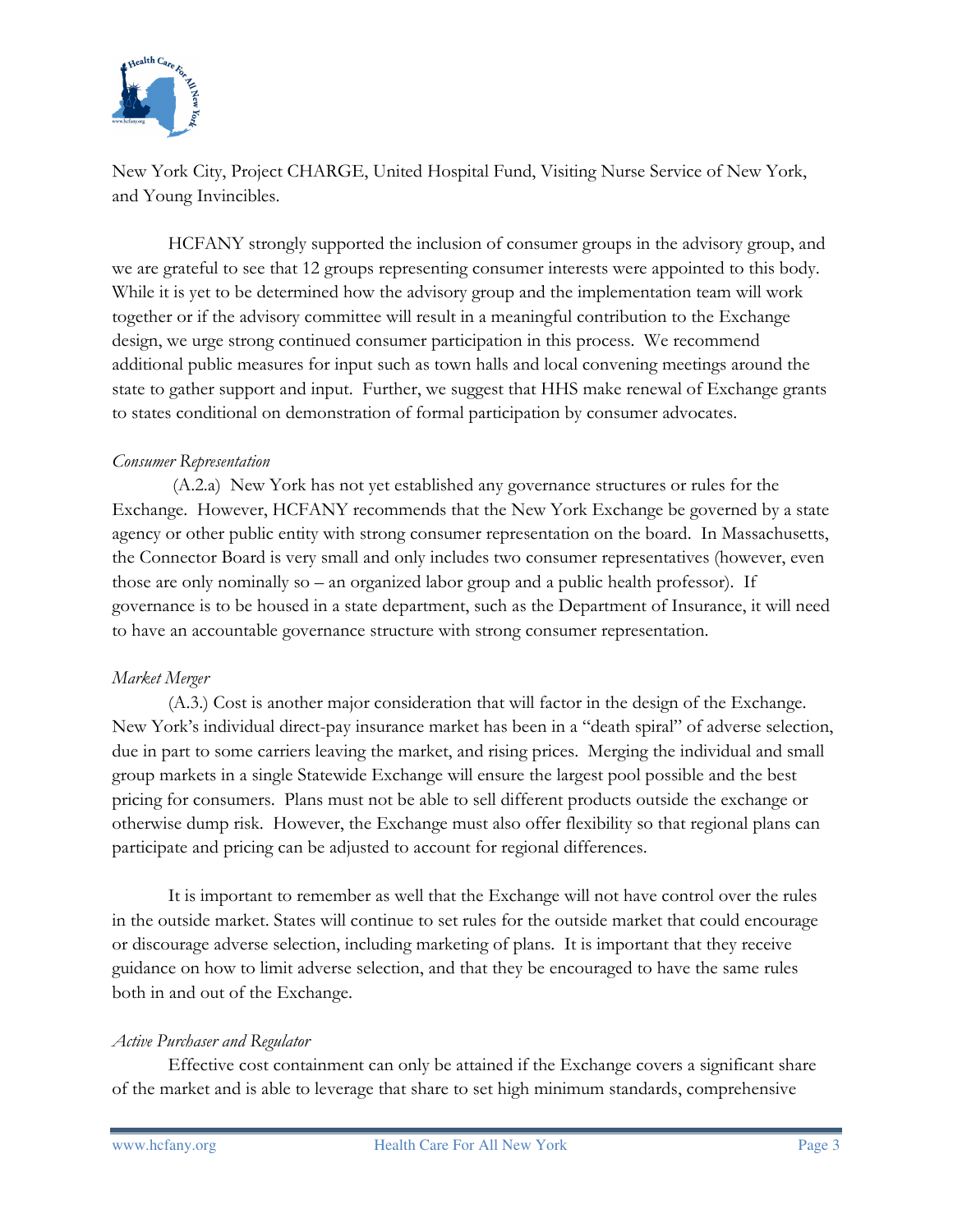New York City, Project CHARGE, United Hospital Fund, Visiting Nurse Service of New York, and Young Invincibles.

HCFANY strongly supported the inclusion of consumer groups in the advisory group, and we are grateful to see that 12 groups representing consumer interests were appointed to this body. While it is yet to be determined how the advisory group and the implementation team will work together or if the advisory committee will result in a meaningful contribution to the Exchange design, we urge strong continued consumer participation in this process. We recommend additional public measures for input such as town halls and local convening meetings around the state to gather support and input. Further, we suggest that HHS make renewal of Exchange grants to states conditional on demonstration of formal participation by consumer advocates.

*Consumer Representation*

(A.2.a) New York has not yet established any governance structures or rules for the Exchange. However, HCFANY recommends that the New York Exchange be governed by a state agency or other public entity with strong consumer representation on the board. In Massachusetts, the Connector Board is very small and only includes two consumer representatives (however, even those are only nominally so – an organized labor group and a public health professor). If governance is to be housed in a state department, such as the Department of Insurance, it will need to have an accountable governance structure with strong consumer representation.

*Market Merger*

(A.3.) Cost is another major consideration that will factor in the design of the Exchange. New York's individual direct-pay insurance market has been in a "death spiral" of adverse selection, due in part to some carriers leaving the market, and rising prices. Merging the individual and small group markets in a single Statewide Exchange will ensure the largest pool possible and the best pricing for consumers. Plans must not be able to sell different products outside the exchange or otherwise dump risk. However, the Exchange must also offer flexibility so that regional plans can participate and pricing can be adjusted to account for regional differences.

It is important to remember as well that the Exchange will not have control over the rules in the outside market. States will continue to set rules for the outside market that could encourage or discourage adverse selection, including marketing of plans. It is important that they receive guidance on how to limit adverse selection, and that they be encouraged to have the same rules both in and out of the Exchange.

*Active Purchaser and Regulator*

Effective cost containment can only be attained if the Exchange covers a significant share of the market and is able to leverage that share to set high minimum standards, comprehensive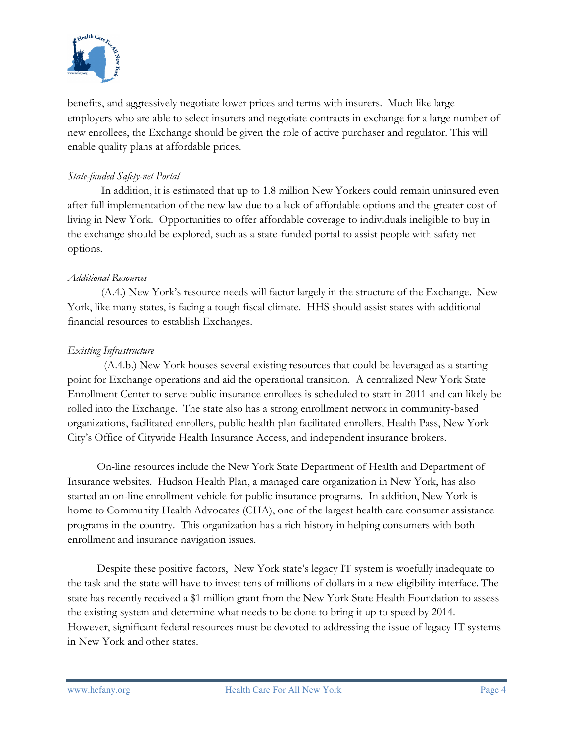benefits, and aggressively negotiate lower prices and terms with insurers. Much like large employers who are able to select insurers and negotiate contracts in exchange for a large number of new enrollees, the Exchange should be given the role of active purchaser and regulator. This will enable quality plans at affordable prices.

*State-funded Safety-net Portal*

In addition, it is estimated that up to 1.8 million New Yorkers could remain uninsured even after full implementation of the new law due to a lack of affordable options and the greater cost of living in New York. Opportunities to offer affordable coverage to individuals ineligible to buy in the exchange should be explored, such as a state-funded portal to assist people with safety net options.

*Additional Resources*

(A.4.) New York's resource needs will factor largely in the structure of the Exchange. New York, like many states, is facing a tough fiscal climate. HHS should assist states with additional financial resources to establish Exchanges.

*Existing Infrastructure*

(A.4.b.) New York houses several existing resources that could be leveraged as a starting point for Exchange operations and aid the operational transition. A centralized New York State Enrollment Center to serve public insurance enrollees is scheduled to start in 2011 and can likely be rolled into the Exchange. The state also has a strong enrollment network in community-based organizations, facilitated enrollers, public health plan facilitated enrollers, Health Pass, New York City's Office of Citywide Health Insurance Access, and independent insurance brokers.

On-line resources include the New York State Department of Health and Department of Insurance websites. Hudson Health Plan, a managed care organization in New York, has also started an on-line enrollment vehicle for public insurance programs. In addition, New York is home to Community Health Advocates (CHA), one of the largest health care consumer assistance programs in the country. This organization has a rich history in helping consumers with both enrollment and insurance navigation issues.

Despite these positive factors, New York state's legacy IT system is woefully inadequate to the task and the state will have to invest tens of millions of dollars in a new eligibility interface. The state has recently received a $1 million grant from the New York State Health Foundation to assess the existing system and determine what needs to be done to bring it up to speed by 2014. However, significant federal resources must be devoted to addressing the issue of legacy IT systems in New York and other states.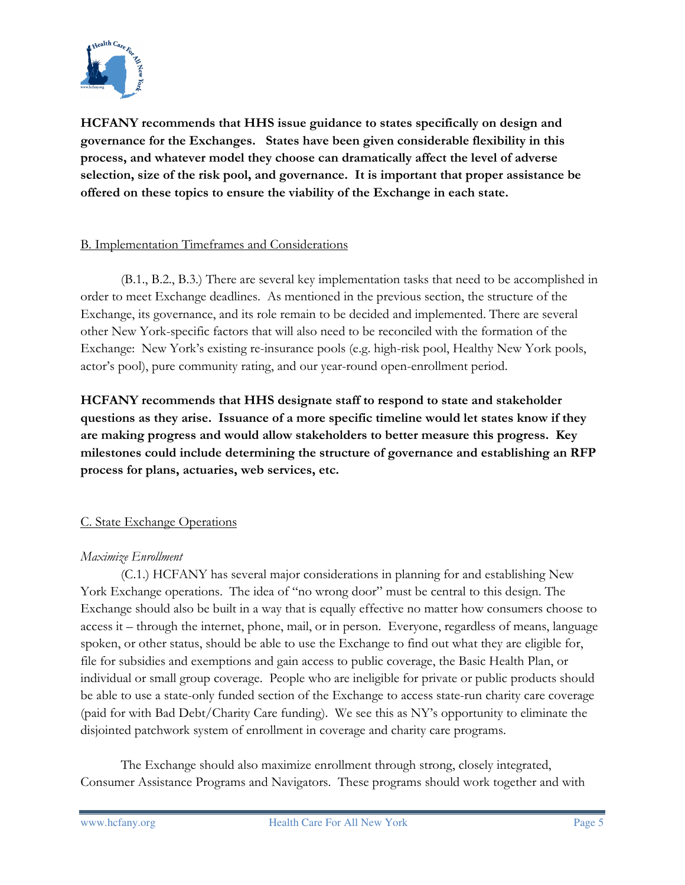**HCFANY recommends that HHS issue guidance to states specifically on design and governance for the Exchanges. States have been given considerable flexibility in this process, and whatever model they choose can dramatically affect the level of adverse selection, size of the risk pool, and governance. It is important that proper assistance be offered on these topics to ensure the viability of the Exchange in each state.**

B. Implementation Timeframes and Considerations

(B.1., B.2., B.3.) There are several key implementation tasks that need to be accomplished in order to meet Exchange deadlines. As mentioned in the previous section, the structure of the Exchange, its governance, and its role remain to be decided and implemented. There are several other New York-specific factors that will also need to be reconciled with the formation of the Exchange: New York's existing re-insurance pools (e.g. high-risk pool, Healthy New York pools, actor's pool), pure community rating, and our year-round open-enrollment period.

**HCFANY recommends that HHS designate staff to respond to state and stakeholder questions as they arise. Issuance of a more specific timeline would let states know if they are making progress and would allow stakeholders to better measure this progress. Key milestones could include determining the structure of governance and establishing an RFP process for plans, actuaries, web services, etc.**

C. State Exchange Operations

*Maximize Enrollment*

(C.1.) HCFANY has several major considerations in planning for and establishing New York Exchange operations. The idea of "no wrong door" must be central to this design. The Exchange should also be built in a way that is equally effective no matter how consumers choose to access it – through the internet, phone, mail, or in person. Everyone, regardless of means, language spoken, or other status, should be able to use the Exchange to find out what they are eligible for, file for subsidies and exemptions and gain access to public coverage, the Basic Health Plan, or individual or small group coverage. People who are ineligible for private or public products should be able to use a state-only funded section of the Exchange to access state-run charity care coverage (paid for with Bad Debt/Charity Care funding). We see this as NY's opportunity to eliminate the disjointed patchwork system of enrollment in coverage and charity care programs.

The Exchange should also maximize enrollment through strong, closely integrated, Consumer Assistance Programs and Navigators. These programs should work together and with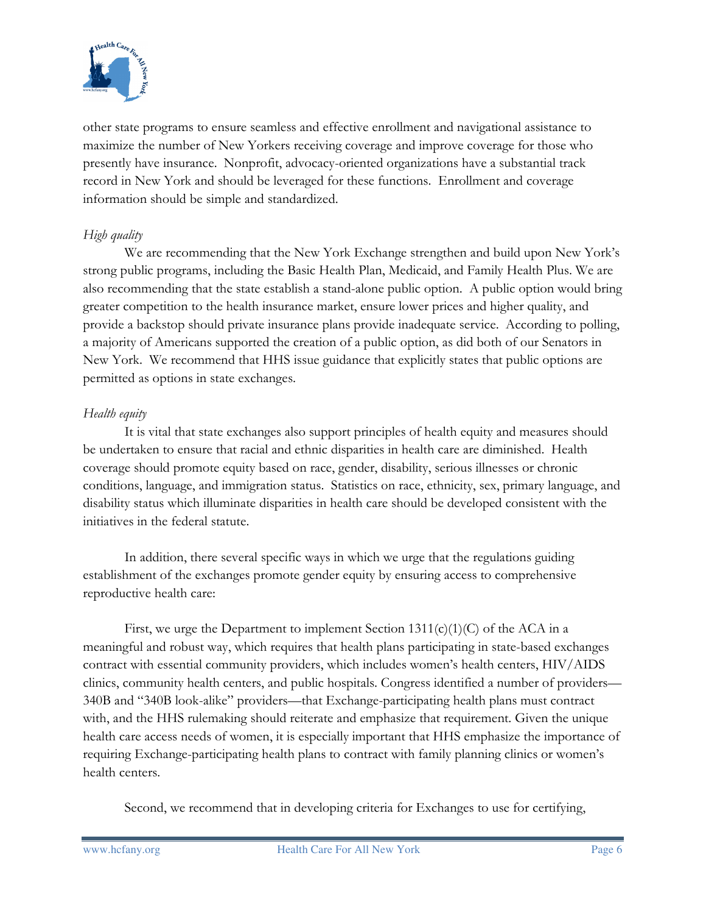other state programs to ensure seamless and effective enrollment and navigational assistance to maximize the number of New Yorkers receiving coverage and improve coverage for those who presently have insurance. Nonprofit, advocacy-oriented organizations have a substantial track record in New York and should be leveraged for these functions. Enrollment and coverage information should be simple and standardized.

*High quality*

We are recommending that the New York Exchange strengthen and build upon New York's strong public programs, including the Basic Health Plan, Medicaid, and Family Health Plus. We are also recommending that the state establish a stand-alone public option. A public option would bring greater competition to the health insurance market, ensure lower prices and higher quality, and provide a backstop should private insurance plans provide inadequate service. According to polling, a majority of Americans supported the creation of a public option, as did both of our Senators in New York. We recommend that HHS issue guidance that explicitly states that public options are permitted as options in state exchanges.

*Health equity*

It is vital that state exchanges also support principles of health equity and measures should be undertaken to ensure that racial and ethnic disparities in health care are diminished. Health coverage should promote equity based on race, gender, disability, serious illnesses or chronic conditions, language, and immigration status. Statistics on race, ethnicity, sex, primary language, and disability status which illuminate disparities in health care should be developed consistent with the initiatives in the federal statute.

In addition, there several specific ways in which we urge that the regulations guiding establishment of the exchanges promote gender equity by ensuring access to comprehensive reproductive health care:

First, we urge the Department to implement Section 1311(c)(1)(C) of the ACA in a meaningful and robust way, which requires that health plans participating in state-based exchanges contract with essential community providers, which includes women's health centers, HIV/AIDS clinics, community health centers, and public hospitals. Congress identified a number of providers—340B and "340B look-alike" providers—that Exchange-participating health plans must contract with, and the HHS rulemaking should reiterate and emphasize that requirement. Given the unique health care access needs of women, it is especially important that HHS emphasize the importance of requiring Exchange-participating health plans to contract with family planning clinics or women's health centers.

Second, we recommend that in developing criteria for Exchanges to use for certifying,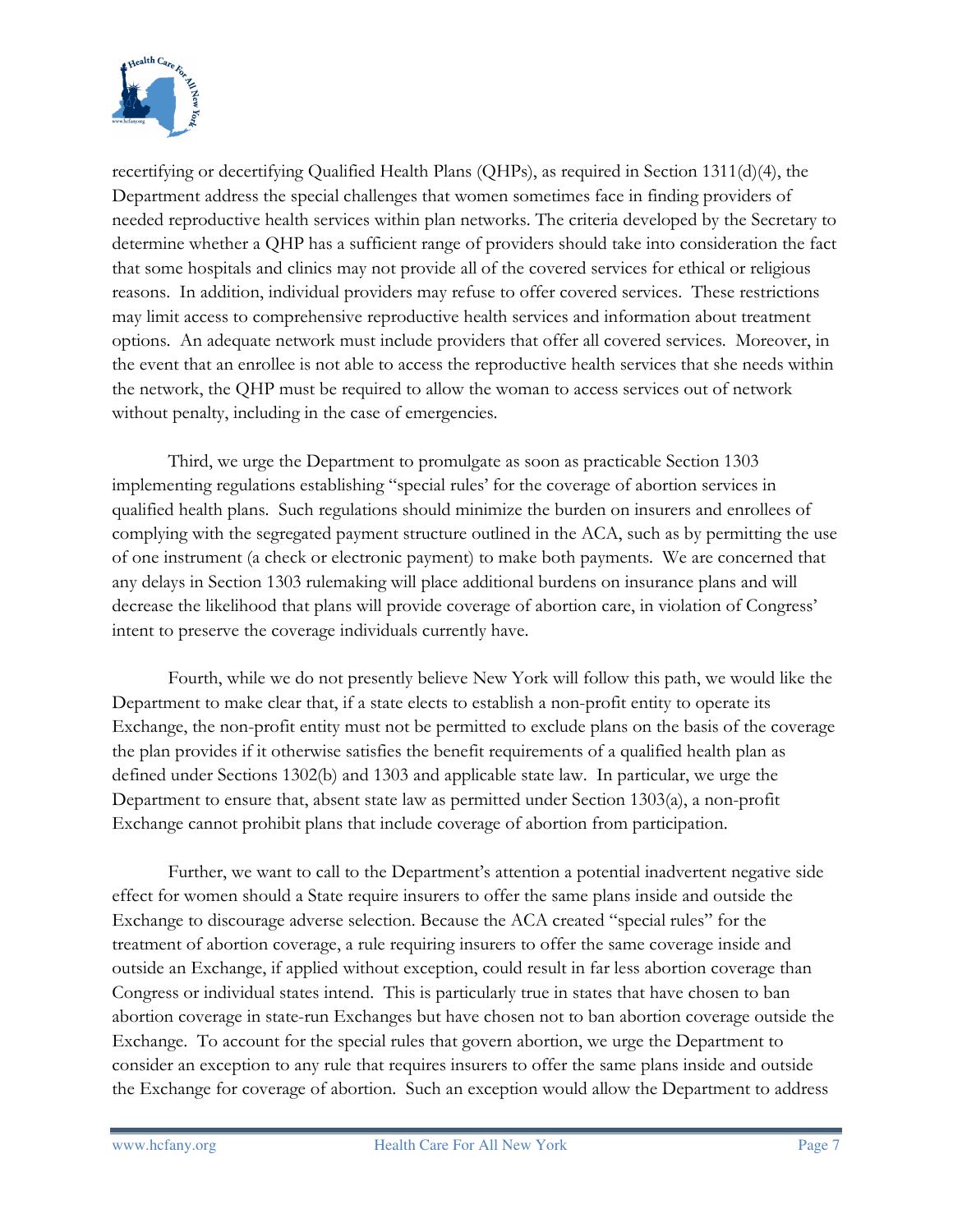recertifying or decertifying Qualified Health Plans (QHPs), as required in Section 1311(d)(4), the Department address the special challenges that women sometimes face in finding providers of needed reproductive health services within plan networks. The criteria developed by the Secretary to determine whether a QHP has a sufficient range of providers should take into consideration the fact that some hospitals and clinics may not provide all of the covered services for ethical or religious reasons. In addition, individual providers may refuse to offer covered services. These restrictions may limit access to comprehensive reproductive health services and information about treatment options. An adequate network must include providers that offer all covered services. Moreover, in the event that an enrollee is not able to access the reproductive health services that she needs within the network, the QHP must be required to allow the woman to access services out of network without penalty, including in the case of emergencies.

Third, we urge the Department to promulgate as soon as practicable Section 1303 implementing regulations establishing "special rules' for the coverage of abortion services in qualified health plans. Such regulations should minimize the burden on insurers and enrollees of complying with the segregated payment structure outlined in the ACA, such as by permitting the use of one instrument (a check or electronic payment) to make both payments. We are concerned that any delays in Section 1303 rulemaking will place additional burdens on insurance plans and will decrease the likelihood that plans will provide coverage of abortion care, in violation of Congress' intent to preserve the coverage individuals currently have.

Fourth, while we do not presently believe New York will follow this path, we would like the Department to make clear that, if a state elects to establish a non-profit entity to operate its Exchange, the non-profit entity must not be permitted to exclude plans on the basis of the coverage the plan provides if it otherwise satisfies the benefit requirements of a qualified health plan as defined under Sections 1302(b) and 1303 and applicable state law. In particular, we urge the Department to ensure that, absent state law as permitted under Section 1303(a), a non-profit Exchange cannot prohibit plans that include coverage of abortion from participation.

Further, we want to call to the Department's attention a potential inadvertent negative side effect for women should a State require insurers to offer the same plans inside and outside the Exchange to discourage adverse selection. Because the ACA created "special rules" for the treatment of abortion coverage, a rule requiring insurers to offer the same coverage inside and outside an Exchange, if applied without exception, could result in far less abortion coverage than Congress or individual states intend. This is particularly true in states that have chosen to ban abortion coverage in state-run Exchanges but have chosen not to ban abortion coverage outside the Exchange. To account for the special rules that govern abortion, we urge the Department to consider an exception to any rule that requires insurers to offer the same plans inside and outside the Exchange for coverage of abortion. Such an exception would allow the Department to address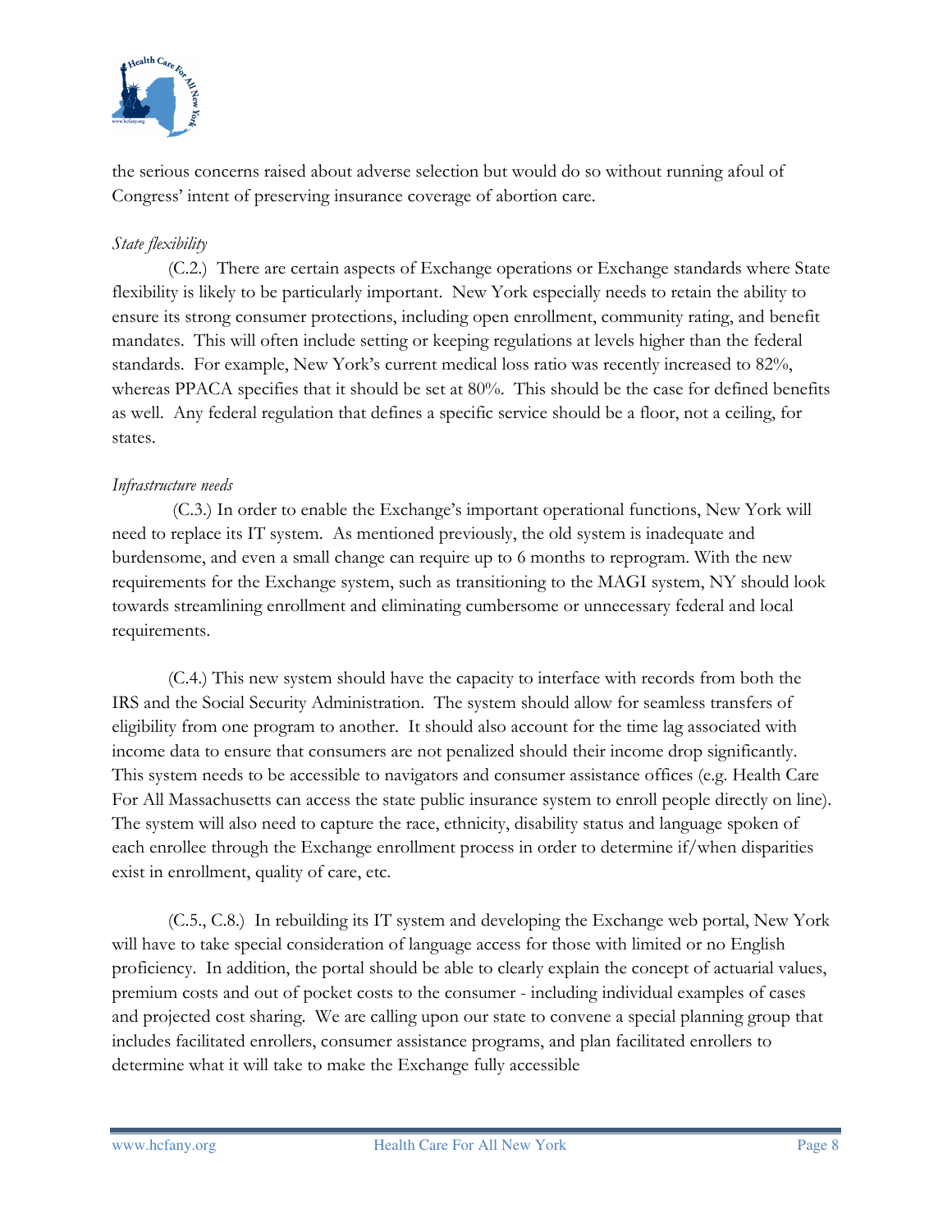the serious concerns raised about adverse selection but would do so without running afoul of Congress' intent of preserving insurance coverage of abortion care.

*State flexibility*

(C.2.) There are certain aspects of Exchange operations or Exchange standards where State flexibility is likely to be particularly important. New York especially needs to retain the ability to ensure its strong consumer protections, including open enrollment, community rating, and benefit mandates. This will often include setting or keeping regulations at levels higher than the federal standards. For example, New York's current medical loss ratio was recently increased to 82%, whereas PPACA specifies that it should be set at 80%. This should be the case for defined benefits as well. Any federal regulation that defines a specific service should be a floor, not a ceiling, for states.

*Infrastructure needs*

(C.3.) In order to enable the Exchange's important operational functions, New York will need to replace its IT system. As mentioned previously, the old system is inadequate and burdensome, and even a small change can require up to 6 months to reprogram. With the new requirements for the Exchange system, such as transitioning to the MAGI system, NY should look towards streamlining enrollment and eliminating cumbersome or unnecessary federal and local requirements.

(C.4.) This new system should have the capacity to interface with records from both the IRS and the Social Security Administration. The system should allow for seamless transfers of eligibility from one program to another. It should also account for the time lag associated with income data to ensure that consumers are not penalized should their income drop significantly. This system needs to be accessible to navigators and consumer assistance offices (e.g. Health Care For All Massachusetts can access the state public insurance system to enroll people directly on line). The system will also need to capture the race, ethnicity, disability status and language spoken of each enrollee through the Exchange enrollment process in order to determine if/when disparities exist in enrollment, quality of care, etc.

(C.5., C.8.) In rebuilding its IT system and developing the Exchange web portal, New York will have to take special consideration of language access for those with limited or no English proficiency. In addition, the portal should be able to clearly explain the concept of actuarial values, premium costs and out of pocket costs to the consumer - including individual examples of cases and projected cost sharing. We are calling upon our state to convene a special planning group that includes facilitated enrollers, consumer assistance programs, and plan facilitated enrollers to determine what it will take to make the Exchange fully accessible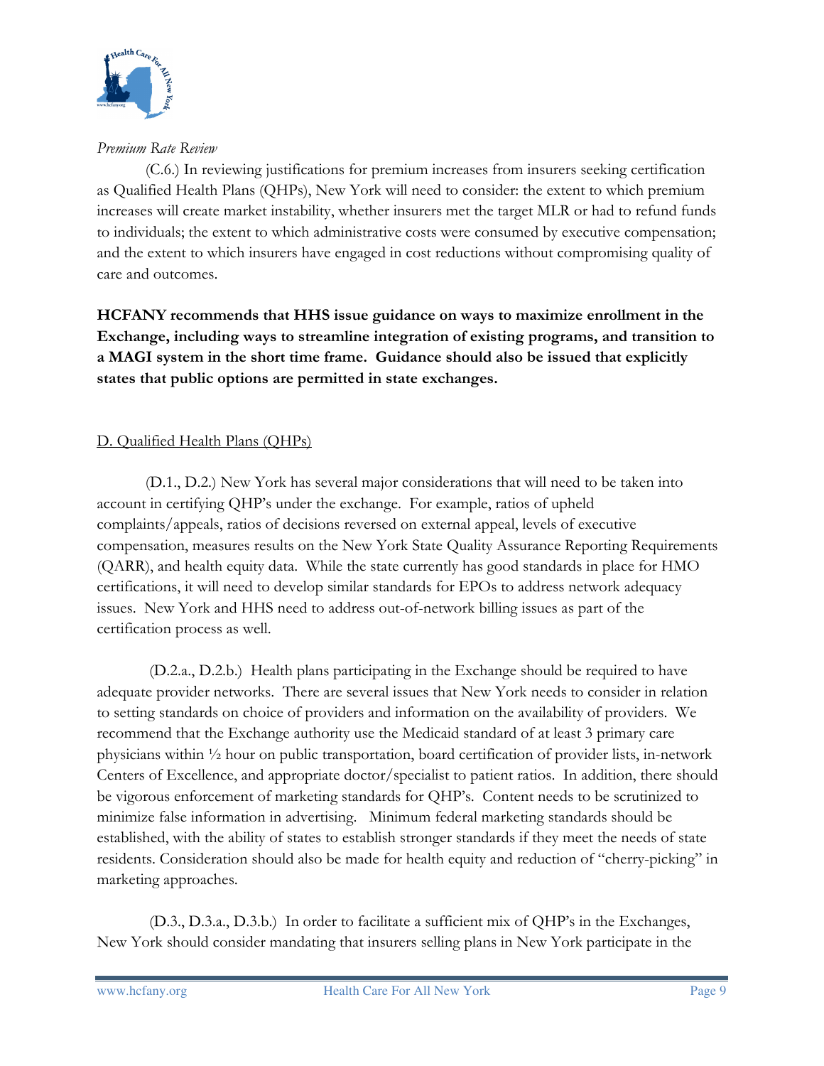*Premium Rate Review*

(C.6.) In reviewing justifications for premium increases from insurers seeking certification as Qualified Health Plans (QHPs), New York will need to consider: the extent to which premium increases will create market instability, whether insurers met the target MLR or had to refund funds to individuals; the extent to which administrative costs were consumed by executive compensation; and the extent to which insurers have engaged in cost reductions without compromising quality of care and outcomes.

**HCFANY recommends that HHS issue guidance on ways to maximize enrollment in the Exchange, including ways to streamline integration of existing programs, and transition to a MAGI system in the short time frame. Guidance should also be issued that explicitly states that public options are permitted in state exchanges.**

## D. Qualified Health Plans (QHPs)

(D.1., D.2.) New York has several major considerations that will need to be taken into account in certifying QHP's under the exchange. For example, ratios of upheld complaints/appeals, ratios of decisions reversed on external appeal, levels of executive compensation, measures results on the New York State Quality Assurance Reporting Requirements (QARR), and health equity data. While the state currently has good standards in place for HMO certifications, it will need to develop similar standards for EPOs to address network adequacy issues. New York and HHS need to address out-of-network billing issues as part of the certification process as well.

(D.2.a., D.2.b.) Health plans participating in the Exchange should be required to have adequate provider networks. There are several issues that New York needs to consider in relation to setting standards on choice of providers and information on the availability of providers. We recommend that the Exchange authority use the Medicaid standard of at least 3 primary care physicians within ½ hour on public transportation, board certification of provider lists, in-network Centers of Excellence, and appropriate doctor/specialist to patient ratios. In addition, there should be vigorous enforcement of marketing standards for QHP's. Content needs to be scrutinized to minimize false information in advertising. Minimum federal marketing standards should be established, with the ability of states to establish stronger standards if they meet the needs of state residents. Consideration should also be made for health equity and reduction of "cherry-picking" in marketing approaches.

(D.3., D.3.a., D.3.b.) In order to facilitate a sufficient mix of QHP's in the Exchanges, New York should consider mandating that insurers selling plans in New York participate in the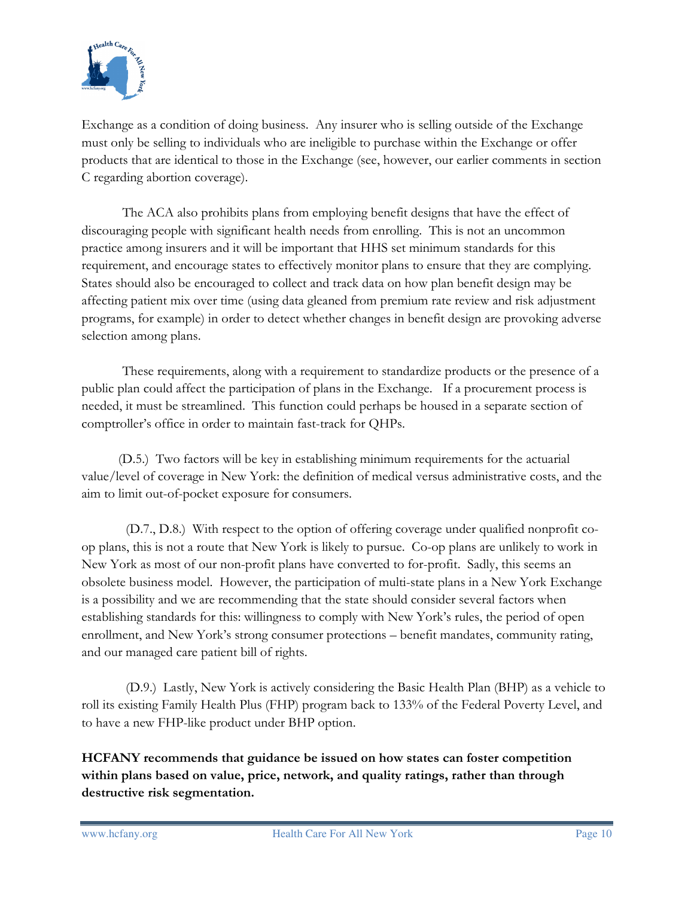Exchange as a condition of doing business. Any insurer who is selling outside of the Exchange must only be selling to individuals who are ineligible to purchase within the Exchange or offer products that are identical to those in the Exchange (see, however, our earlier comments in section C regarding abortion coverage).

The ACA also prohibits plans from employing benefit designs that have the effect of discouraging people with significant health needs from enrolling. This is not an uncommon practice among insurers and it will be important that HHS set minimum standards for this requirement, and encourage states to effectively monitor plans to ensure that they are complying. States should also be encouraged to collect and track data on how plan benefit design may be affecting patient mix over time (using data gleaned from premium rate review and risk adjustment programs, for example) in order to detect whether changes in benefit design are provoking adverse selection among plans.

These requirements, along with a requirement to standardize products or the presence of a public plan could affect the participation of plans in the Exchange. If a procurement process is needed, it must be streamlined. This function could perhaps be housed in a separate section of comptroller's office in order to maintain fast-track for QHPs.

(D.5.) Two factors will be key in establishing minimum requirements for the actuarial value/level of coverage in New York: the definition of medical versus administrative costs, and the aim to limit out-of-pocket exposure for consumers.

(D.7., D.8.) With respect to the option of offering coverage under qualified nonprofit co-op plans, this is not a route that New York is likely to pursue. Co-op plans are unlikely to work in New York as most of our non-profit plans have converted to for-profit. Sadly, this seems an obsolete business model. However, the participation of multi-state plans in a New York Exchange is a possibility and we are recommending that the state should consider several factors when establishing standards for this: willingness to comply with New York's rules, the period of open enrollment, and New York's strong consumer protections – benefit mandates, community rating, and our managed care patient bill of rights.

(D.9.) Lastly, New York is actively considering the Basic Health Plan (BHP) as a vehicle to roll its existing Family Health Plus (FHP) program back to 133% of the Federal Poverty Level, and to have a new FHP-like product under BHP option.

**HCFANY recommends that guidance be issued on how states can foster competition within plans based on value, price, network, and quality ratings, rather than through destructive risk segmentation.**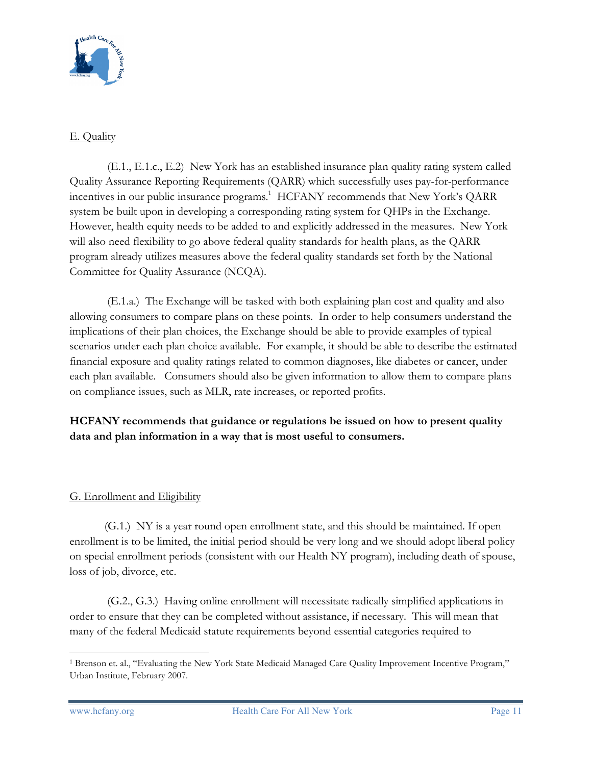E. Quality

(E.1., E.1.c., E.2) New York has an established insurance plan quality rating system called Quality Assurance Reporting Requirements (QARR) which successfully uses pay-for-performance incentives in our public insurance programs.[1] HCFANY recommends that New York's QARR system be built upon in developing a corresponding rating system for QHPs in the Exchange. However, health equity needs to be added to and explicitly addressed in the measures. New York will also need flexibility to go above federal quality standards for health plans, as the QARR program already utilizes measures above the federal quality standards set forth by the National Committee for Quality Assurance (NCQA).

(E.1.a.) The Exchange will be tasked with both explaining plan cost and quality and also allowing consumers to compare plans on these points. In order to help consumers understand the implications of their plan choices, the Exchange should be able to provide examples of typical scenarios under each plan choice available. For example, it should be able to describe the estimated financial exposure and quality ratings related to common diagnoses, like diabetes or cancer, under each plan available. Consumers should also be given information to allow them to compare plans on compliance issues, such as MLR, rate increases, or reported profits.

**HCFANY recommends that guidance or regulations be issued on how to present quality data and plan information in a way that is most useful to consumers.**

G. Enrollment and Eligibility

(G.1.) NY is a year round open enrollment state, and this should be maintained. If open enrollment is to be limited, the initial period should be very long and we should adopt liberal policy on special enrollment periods (consistent with our Health NY program), including death of spouse, loss of job, divorce, etc.

(G.2., G.3.) Having online enrollment will necessitate radically simplified applications in order to ensure that they can be completed without assistance, if necessary. This will mean that many of the federal Medicaid statute requirements beyond essential categories required to

[1] Brenson et. al., "Evaluating the New York State Medicaid Managed Care Quality Improvement Incentive Program," Urban Institute, February 2007.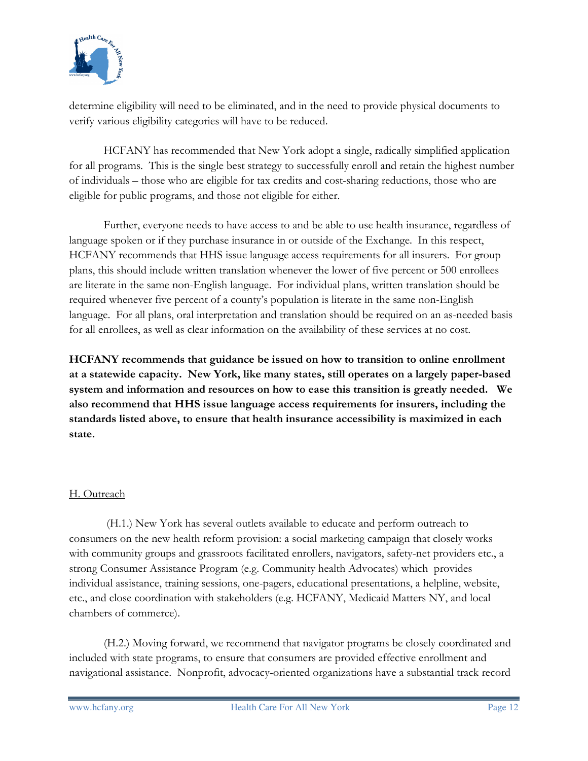determine eligibility will need to be eliminated, and in the need to provide physical documents to verify various eligibility categories will have to be reduced.

HCFANY has recommended that New York adopt a single, radically simplified application for all programs. This is the single best strategy to successfully enroll and retain the highest number of individuals – those who are eligible for tax credits and cost-sharing reductions, those who are eligible for public programs, and those not eligible for either.

Further, everyone needs to have access to and be able to use health insurance, regardless of language spoken or if they purchase insurance in or outside of the Exchange. In this respect, HCFANY recommends that HHS issue language access requirements for all insurers. For group plans, this should include written translation whenever the lower of five percent or 500 enrollees are literate in the same non-English language. For individual plans, written translation should be required whenever five percent of a county's population is literate in the same non-English language. For all plans, oral interpretation and translation should be required on an as-needed basis for all enrollees, as well as clear information on the availability of these services at no cost.

**HCFANY recommends that guidance be issued on how to transition to online enrollment at a statewide capacity. New York, like many states, still operates on a largely paper-based system and information and resources on how to ease this transition is greatly needed. We also recommend that HHS issue language access requirements for insurers, including the standards listed above, to ensure that health insurance accessibility is maximized in each state.**

## H. Outreach

(H.1.) New York has several outlets available to educate and perform outreach to consumers on the new health reform provision: a social marketing campaign that closely works with community groups and grassroots facilitated enrollers, navigators, safety-net providers etc., a strong Consumer Assistance Program (e.g. Community health Advocates) which provides individual assistance, training sessions, one-pagers, educational presentations, a helpline, website, etc., and close coordination with stakeholders (e.g. HCFANY, Medicaid Matters NY, and local chambers of commerce).

(H.2.) Moving forward, we recommend that navigator programs be closely coordinated and included with state programs, to ensure that consumers are provided effective enrollment and navigational assistance. Nonprofit, advocacy-oriented organizations have a substantial track record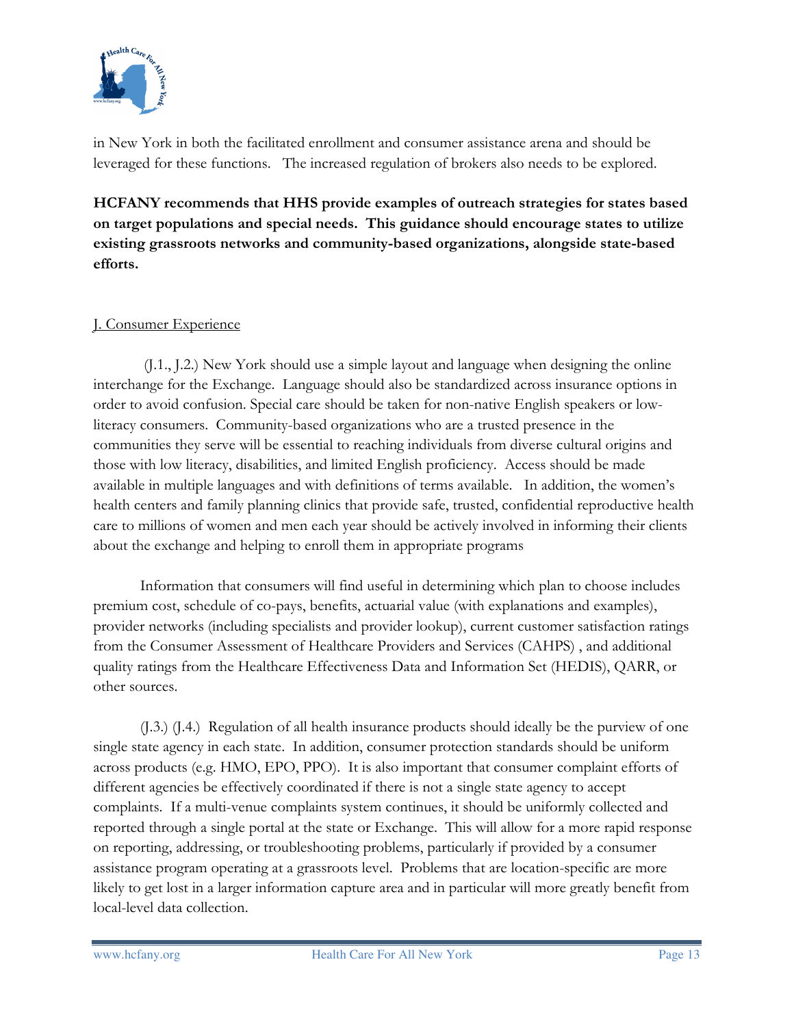in New York in both the facilitated enrollment and consumer assistance arena and should be leveraged for these functions. The increased regulation of brokers also needs to be explored.

**HCFANY recommends that HHS provide examples of outreach strategies for states based on target populations and special needs. This guidance should encourage states to utilize existing grassroots networks and community-based organizations, alongside state-based efforts.**

<u>J. Consumer Experience</u>

(J.1., J.2.) New York should use a simple layout and language when designing the online interchange for the Exchange. Language should also be standardized across insurance options in order to avoid confusion. Special care should be taken for non-native English speakers or low-literacy consumers. Community-based organizations who are a trusted presence in the communities they serve will be essential to reaching individuals from diverse cultural origins and those with low literacy, disabilities, and limited English proficiency. Access should be made available in multiple languages and with definitions of terms available. In addition, the women's health centers and family planning clinics that provide safe, trusted, confidential reproductive health care to millions of women and men each year should be actively involved in informing their clients about the exchange and helping to enroll them in appropriate programs

Information that consumers will find useful in determining which plan to choose includes premium cost, schedule of co-pays, benefits, actuarial value (with explanations and examples), provider networks (including specialists and provider lookup), current customer satisfaction ratings from the Consumer Assessment of Healthcare Providers and Services (CAHPS) , and additional quality ratings from the Healthcare Effectiveness Data and Information Set (HEDIS), QARR, or other sources.

(J.3.) (J.4.) Regulation of all health insurance products should ideally be the purview of one single state agency in each state. In addition, consumer protection standards should be uniform across products (e.g. HMO, EPO, PPO). It is also important that consumer complaint efforts of different agencies be effectively coordinated if there is not a single state agency to accept complaints. If a multi-venue complaints system continues, it should be uniformly collected and reported through a single portal at the state or Exchange. This will allow for a more rapid response on reporting, addressing, or troubleshooting problems, particularly if provided by a consumer assistance program operating at a grassroots level. Problems that are location-specific are more likely to get lost in a larger information capture area and in particular will more greatly benefit from local-level data collection.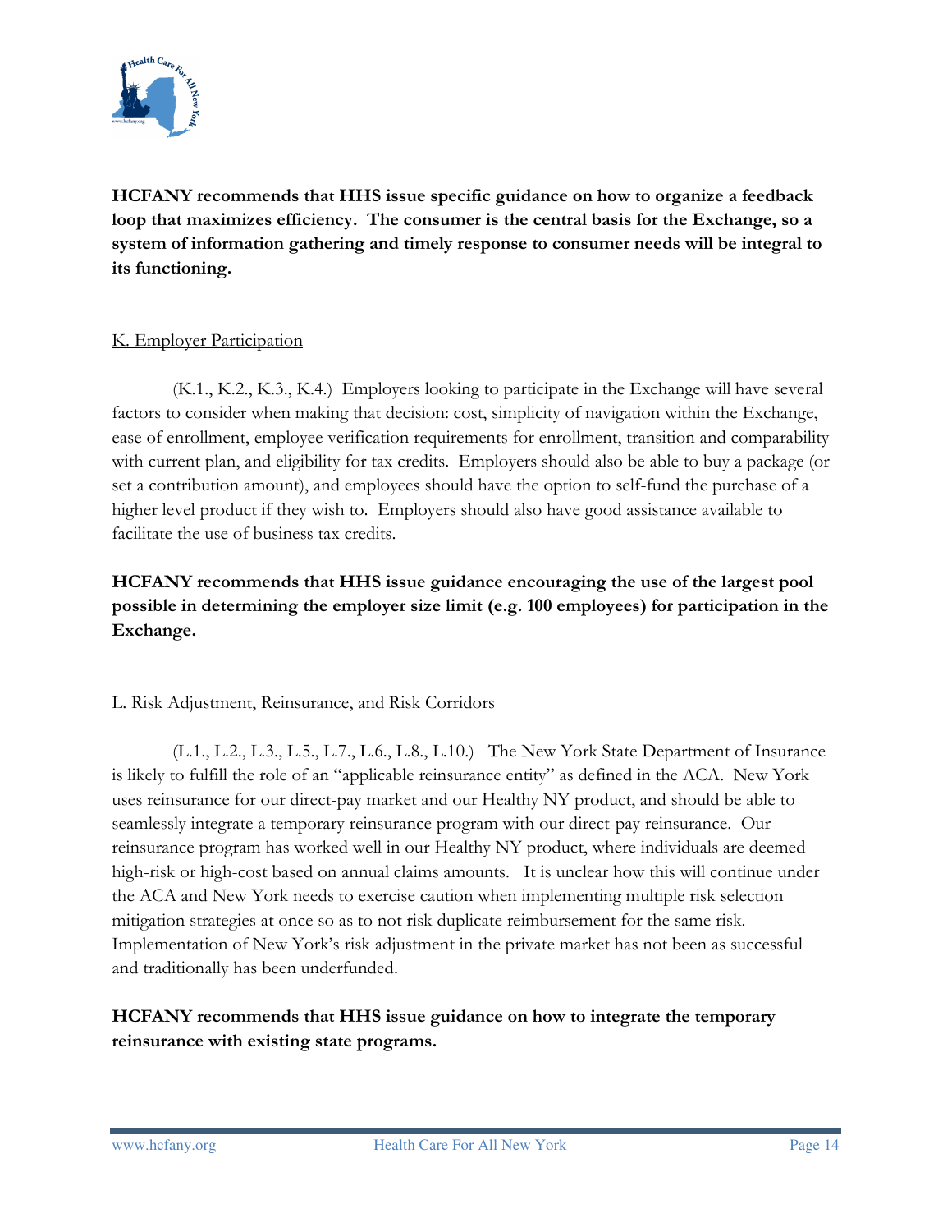**HCFANY recommends that HHS issue specific guidance on how to organize a feedback loop that maximizes efficiency. The consumer is the central basis for the Exchange, so a system of information gathering and timely response to consumer needs will be integral to its functioning.**

K. Employer Participation

(K.1., K.2., K.3., K.4.) Employers looking to participate in the Exchange will have several factors to consider when making that decision: cost, simplicity of navigation within the Exchange, ease of enrollment, employee verification requirements for enrollment, transition and comparability with current plan, and eligibility for tax credits. Employers should also be able to buy a package (or set a contribution amount), and employees should have the option to self-fund the purchase of a higher level product if they wish to. Employers should also have good assistance available to facilitate the use of business tax credits.

**HCFANY recommends that HHS issue guidance encouraging the use of the largest pool possible in determining the employer size limit (e.g. 100 employees) for participation in the Exchange.**

L. Risk Adjustment, Reinsurance, and Risk Corridors

(L.1., L.2., L.3., L.5., L.7., L.6., L.8., L.10.) The New York State Department of Insurance is likely to fulfill the role of an "applicable reinsurance entity" as defined in the ACA. New York uses reinsurance for our direct-pay market and our Healthy NY product, and should be able to seamlessly integrate a temporary reinsurance program with our direct-pay reinsurance. Our reinsurance program has worked well in our Healthy NY product, where individuals are deemed high-risk or high-cost based on annual claims amounts. It is unclear how this will continue under the ACA and New York needs to exercise caution when implementing multiple risk selection mitigation strategies at once so as to not risk duplicate reimbursement for the same risk. Implementation of New York's risk adjustment in the private market has not been as successful and traditionally has been underfunded.

**HCFANY recommends that HHS issue guidance on how to integrate the temporary reinsurance with existing state programs.**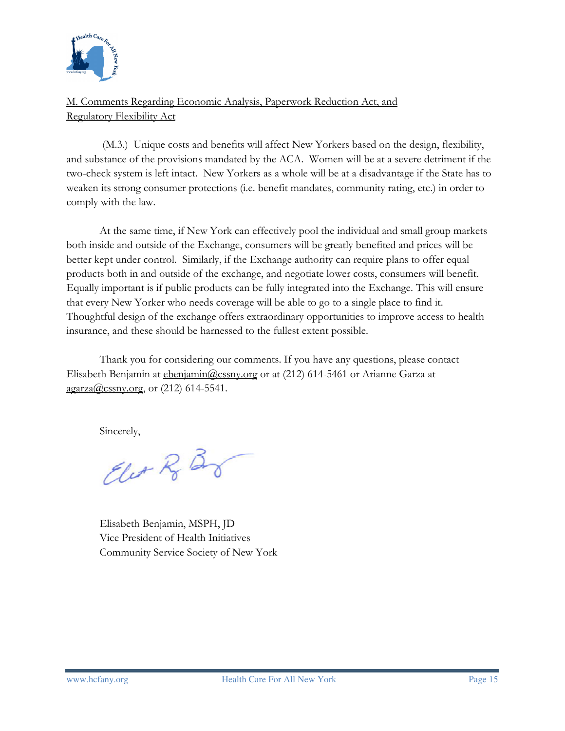M. Comments Regarding Economic Analysis, Paperwork Reduction Act, and Regulatory Flexibility Act

(M.3.) Unique costs and benefits will affect New Yorkers based on the design, flexibility, and substance of the provisions mandated by the ACA. Women will be at a severe detriment if the two-check system is left intact. New Yorkers as a whole will be at a disadvantage if the State has to weaken its strong consumer protections (i.e. benefit mandates, community rating, etc.) in order to comply with the law.

At the same time, if New York can effectively pool the individual and small group markets both inside and outside of the Exchange, consumers will be greatly benefited and prices will be better kept under control. Similarly, if the Exchange authority can require plans to offer equal products both in and outside of the exchange, and negotiate lower costs, consumers will benefit. Equally important is if public products can be fully integrated into the Exchange. This will ensure that every New Yorker who needs coverage will be able to go to a single place to find it. Thoughtful design of the exchange offers extraordinary opportunities to improve access to health insurance, and these should be harnessed to the fullest extent possible.

Thank you for considering our comments. If you have any questions, please contact Elisabeth Benjamin at ebenjamin@cssny.org or at (212) 614-5461 or Arianne Garza at agarza@cssny.org, or (212) 614-5541.

Sincerely,

Elisabeth Benjamin, MSPH, JD
Vice President of Health Initiatives
Community Service Society of New York